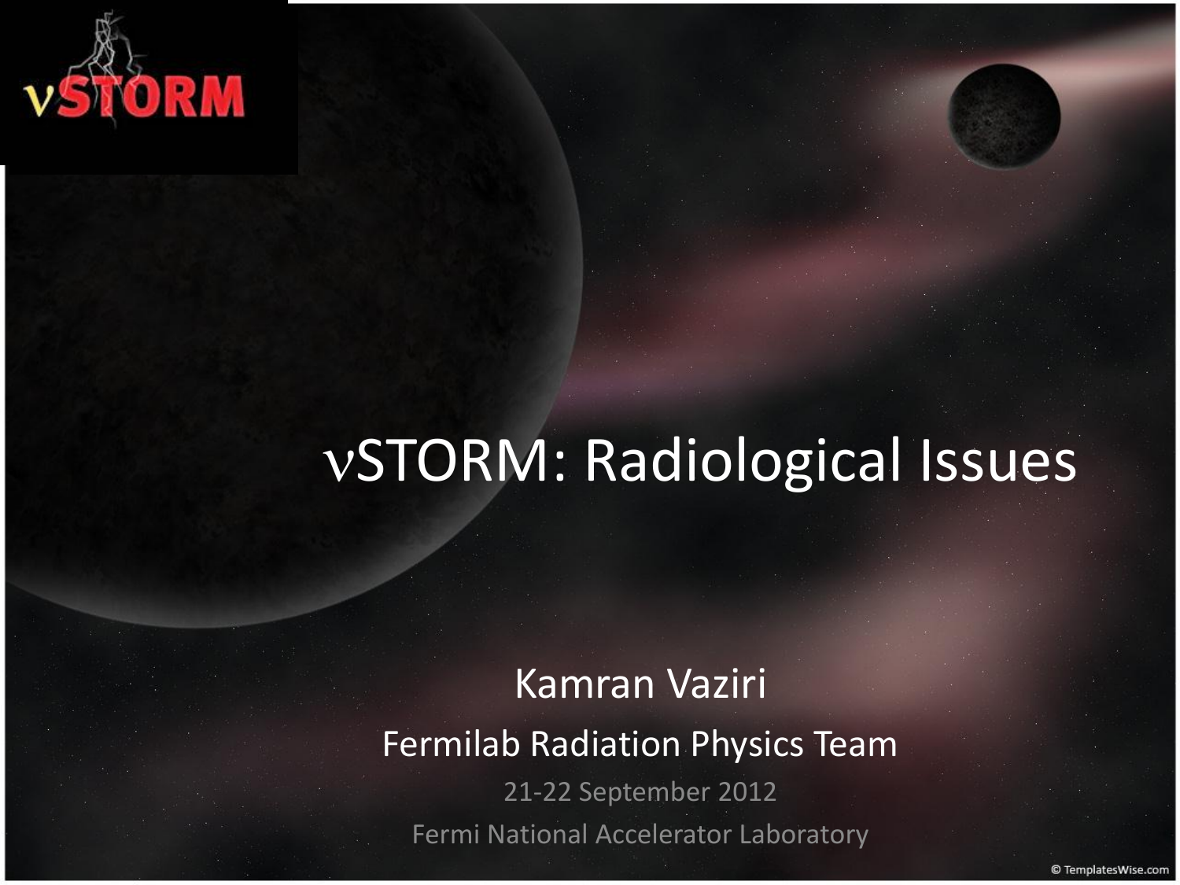# $\nu$STORM: Radiological Issues

Kamran Vaziri

Fermilab Radiation Physics Team

21-22 September 2012

Fermi National Accelerator Laboratory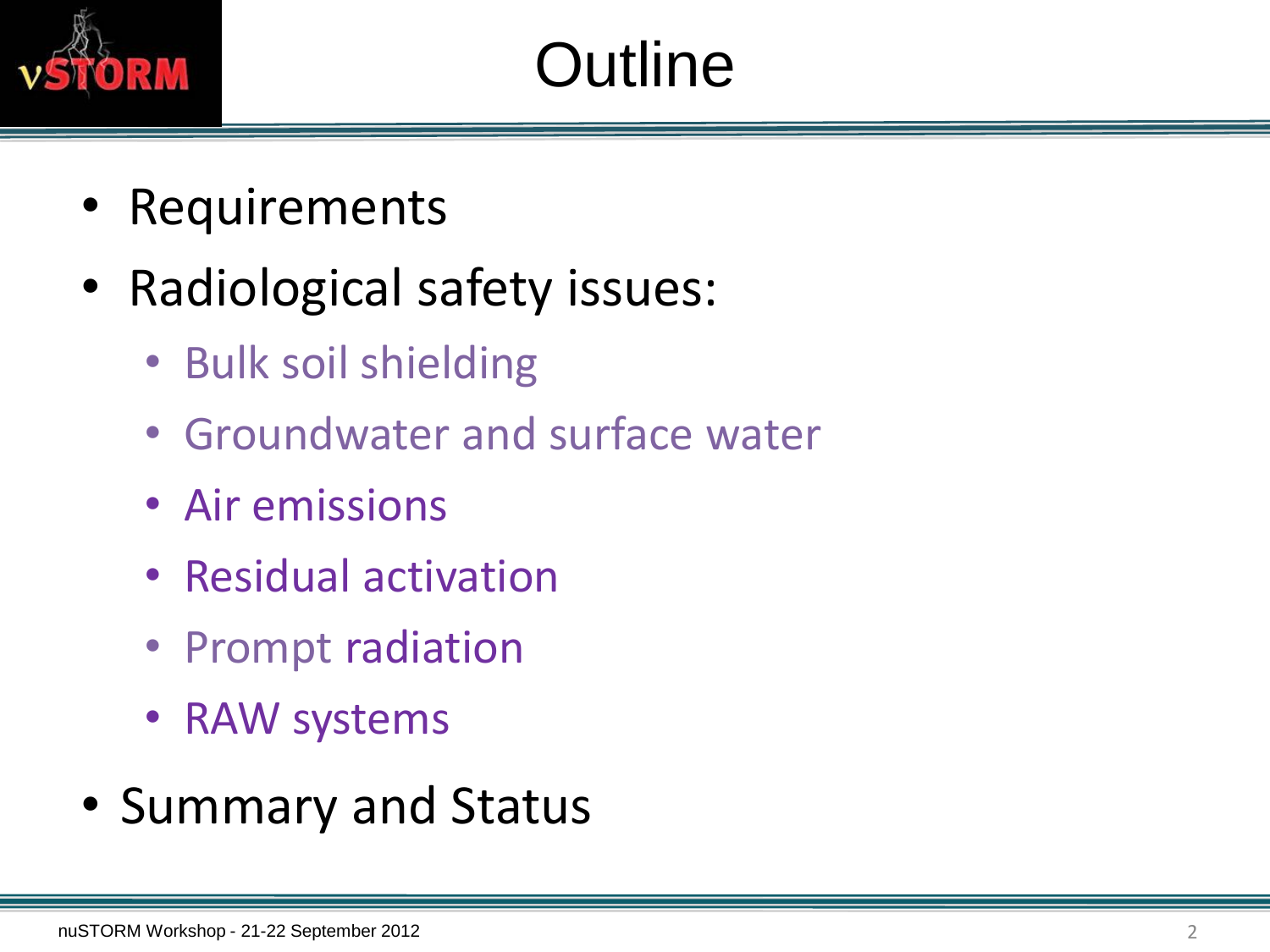# Outline

- Requirements
- Radiological safety issues:
  - Bulk soil shielding
  - Groundwater and surface water
  - Air emissions
  - Residual activation
  - Prompt radiation
  - RAW systems
- Summary and Status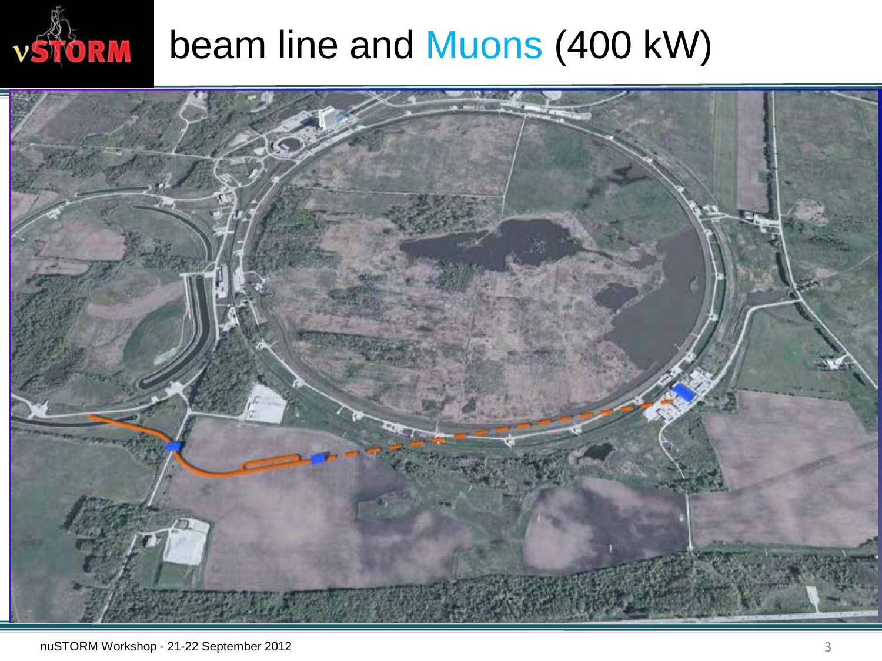# beam line and Muons (400 kW)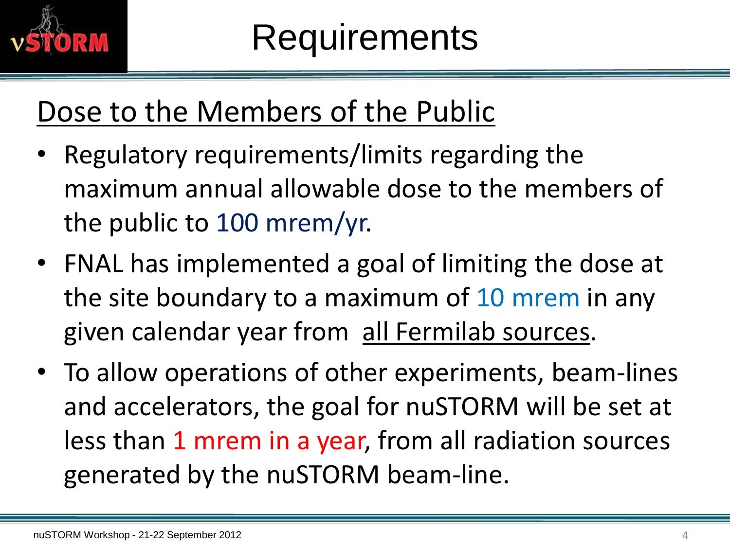# Requirements

## Dose to the Members of the Public

- Regulatory requirements/limits regarding the maximum annual allowable dose to the members of the public to 100 mrem/yr.
- FNAL has implemented a goal of limiting the dose at the site boundary to a maximum of 10 mrem in any given calendar year from all Fermilab sources.
- To allow operations of other experiments, beam-lines and accelerators, the goal for nuSTORM will be set at less than 1 mrem in a year, from all radiation sources generated by the nuSTORM beam-line.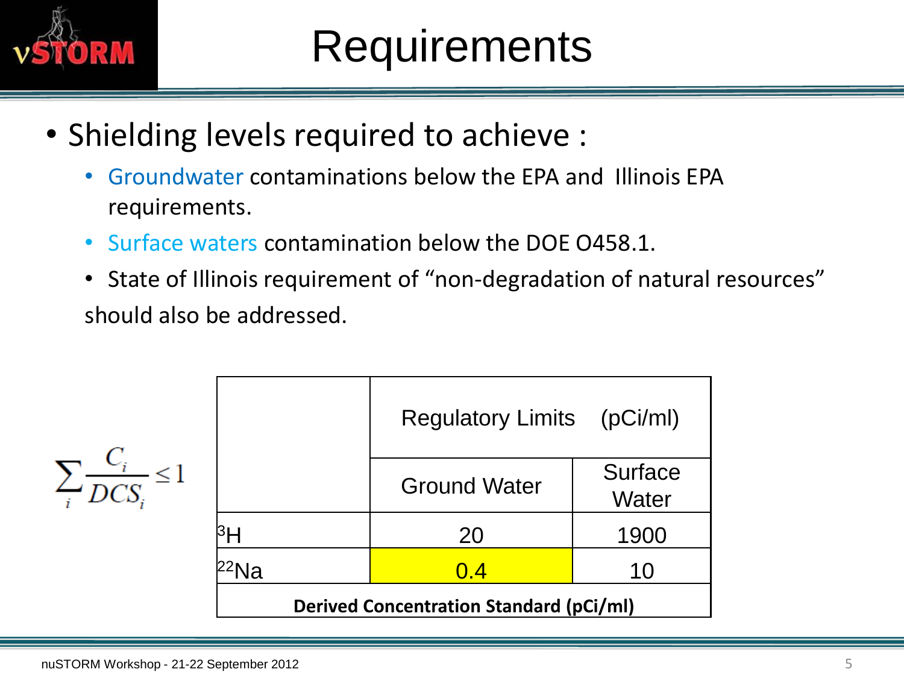# Requirements

- Shielding levels required to achieve :
  - Groundwater contaminations below the EPA and Illinois EPA requirements.
  - Surface waters contamination below the DOE O458.1.
  - State of Illinois requirement of “non-degradation of natural resources” should also be addressed.

$$\sum_i \frac{C_i}{DCS_i} \leq 1$$

| | Regulatory Limits (pCi/ml) | |
|---|---|---|
| | Ground Water | Surface Water |
| $^3H$ | 20 | 1900 |
| $^{22}Na$ | 0.4 | 10 |
| **Derived Concentration Standard (pCi/ml)** | | |

nuSTORM Workshop - 21-22 September 2012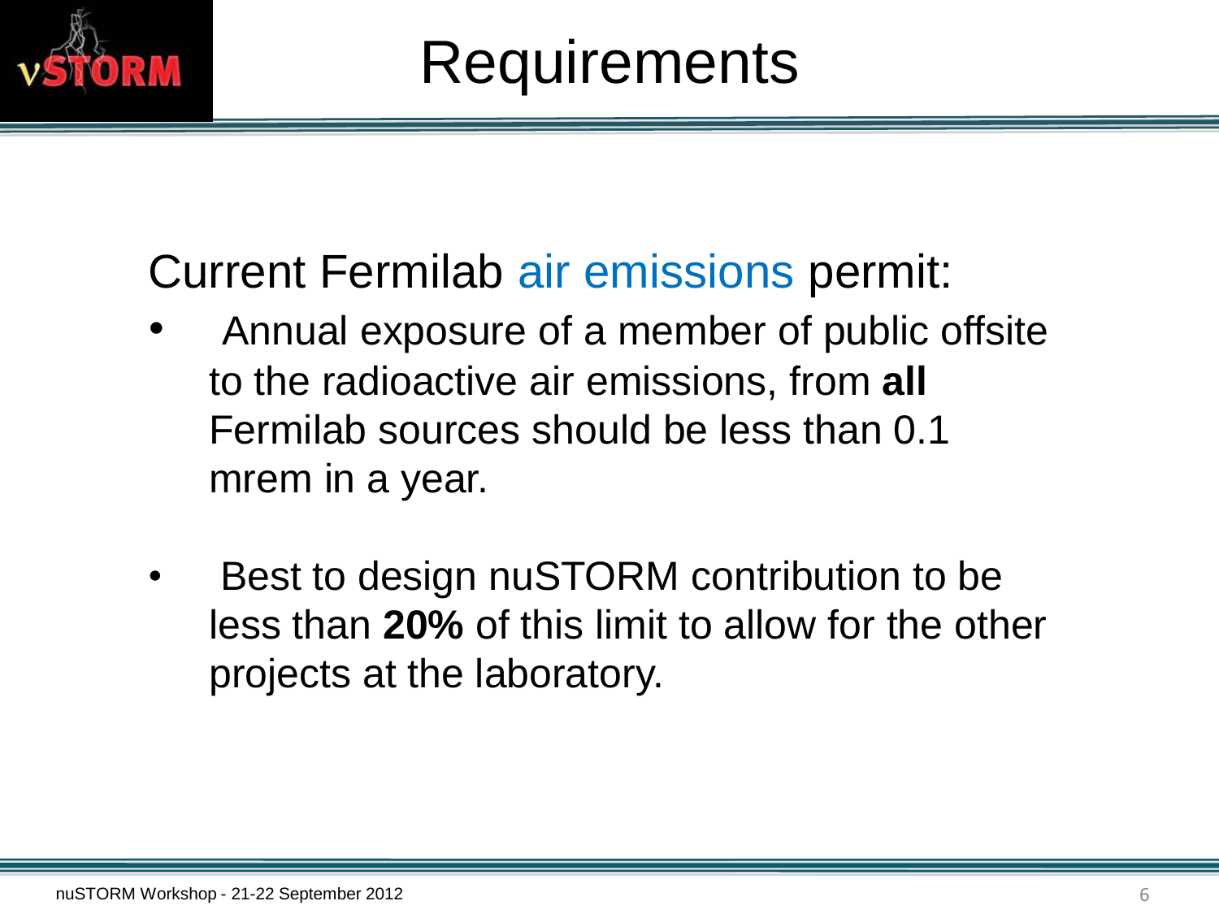# Requirements

Current Fermilab air emissions permit:

- Annual exposure of a member of public offsite to the radioactive air emissions, from **all** Fermilab sources should be less than 0.1 mrem in a year.
- Best to design nuSTORM contribution to be less than **20%** of this limit to allow for the other projects at the laboratory.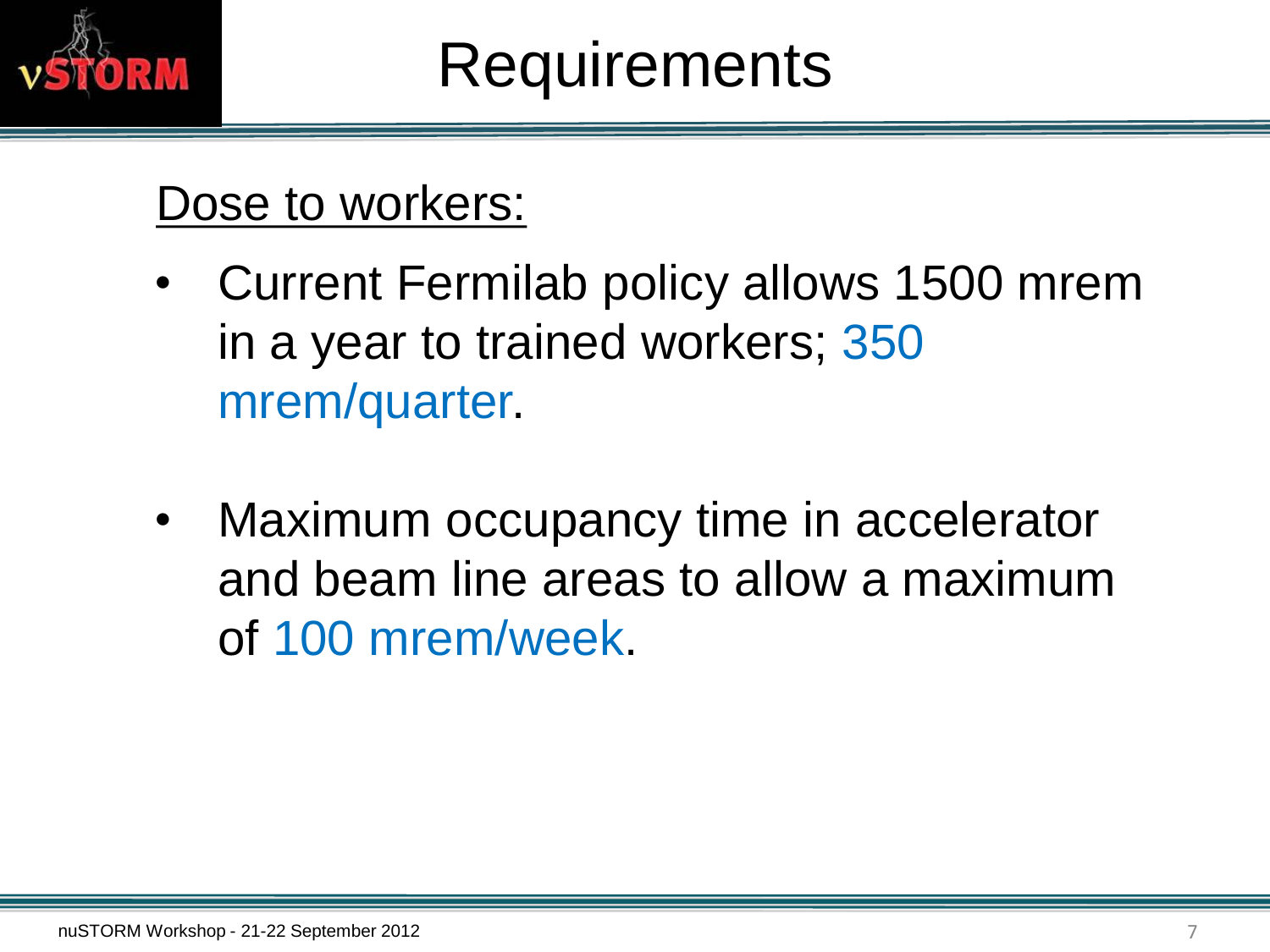# Requirements

Dose to workers:

- Current Fermilab policy allows 1500 mrem in a year to trained workers; 350 mrem/quarter.
- Maximum occupancy time in accelerator and beam line areas to allow a maximum of 100 mrem/week.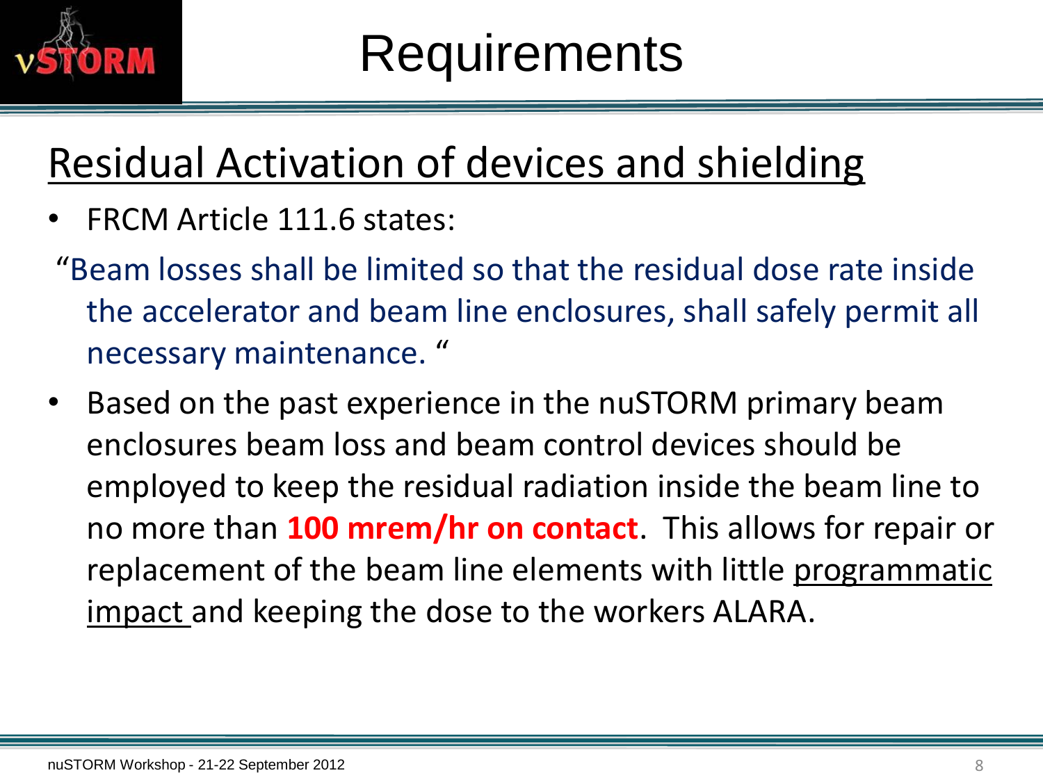# Requirements

## Residual Activation of devices and shielding

- FRCM Article 111.6 states:

"Beam losses shall be limited so that the residual dose rate inside the accelerator and beam line enclosures, shall safely permit all necessary maintenance. "

- Based on the past experience in the nuSTORM primary beam enclosures beam loss and beam control devices should be employed to keep the residual radiation inside the beam line to no more than **100 mrem/hr on contact**. This allows for repair or replacement of the beam line elements with little programmatic impact and keeping the dose to the workers ALARA.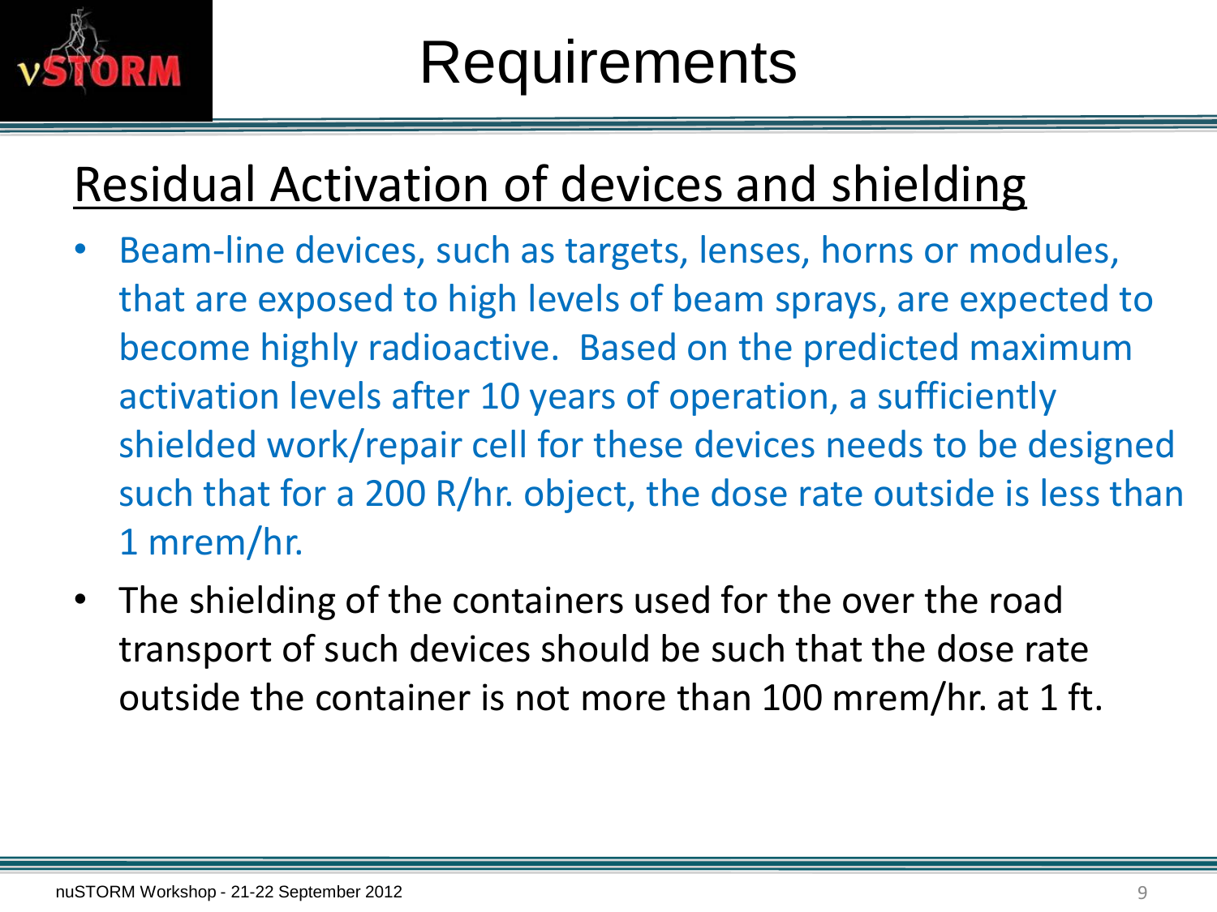# Requirements

## Residual Activation of devices and shielding

- Beam-line devices, such as targets, lenses, horns or modules, that are exposed to high levels of beam sprays, are expected to become highly radioactive. Based on the predicted maximum activation levels after 10 years of operation, a sufficiently shielded work/repair cell for these devices needs to be designed such that for a 200 R/hr. object, the dose rate outside is less than 1 mrem/hr.
- The shielding of the containers used for the over the road transport of such devices should be such that the dose rate outside the container is not more than 100 mrem/hr. at 1 ft.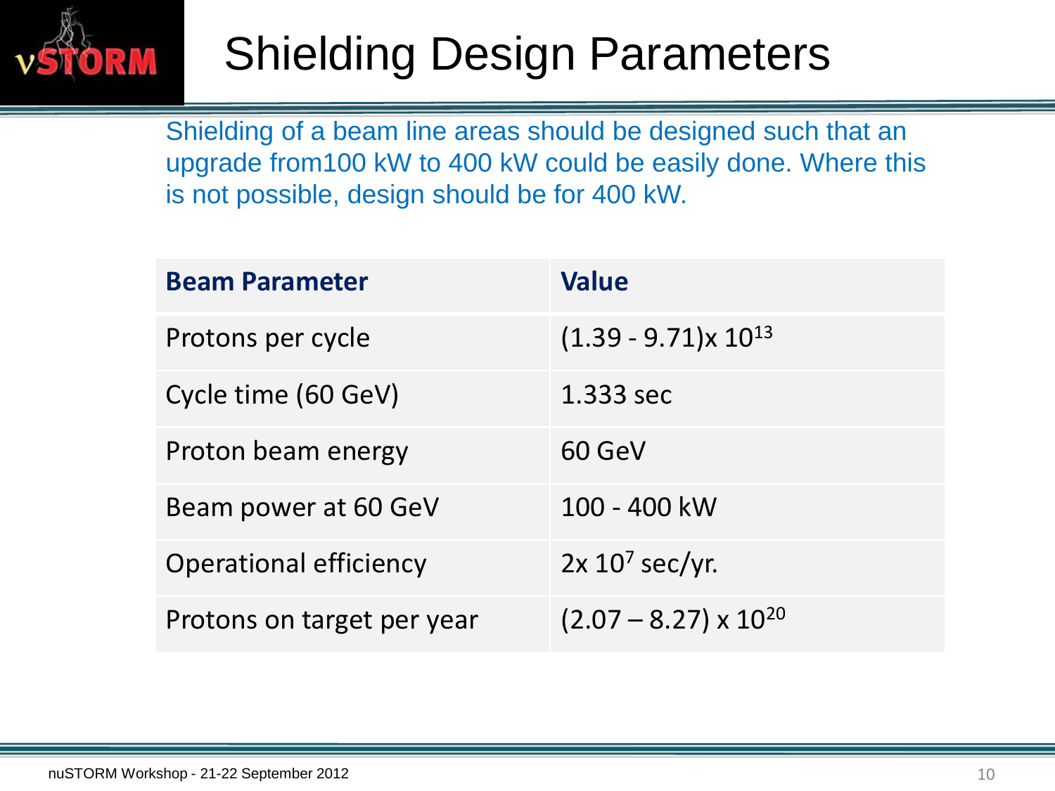# Shielding Design Parameters

Shielding of a beam line areas should be designed such that an upgrade from100 kW to 400 kW could be easily done. Where this is not possible, design should be for 400 kW.

| Beam Parameter | Value |
|---|---|
| Protons per cycle | $(1.39 - 9.71) \times 10^{13}$ |
| Cycle time (60 GeV) | 1.333 sec |
| Proton beam energy | 60 GeV |
| Beam power at 60 GeV | 100 - 400 kW |
| Operational efficiency | $2 \times 10^{7}$ sec/yr. |
| Protons on target per year | $(2.07 – 8.27) \times 10^{20}$ |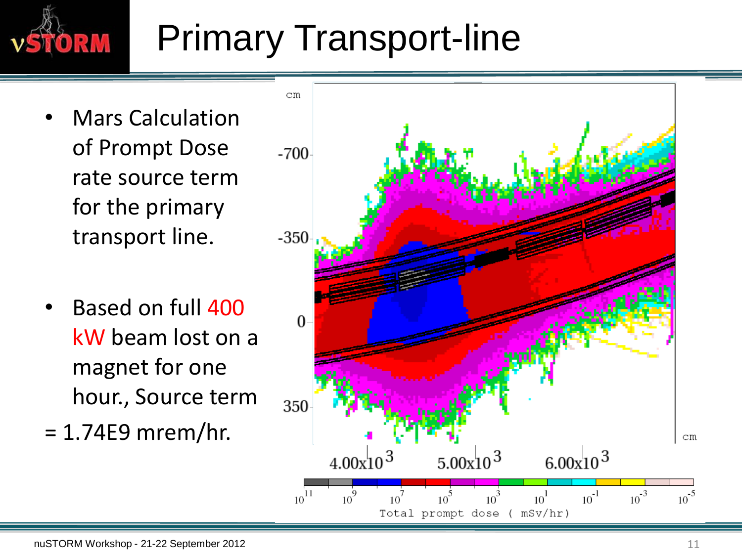# Primary Transport-line

- Mars Calculation of Prompt Dose rate source term for the primary transport line.
- Based on full 400 kW beam lost on a magnet for one hour., Source term

= 1.74E9 mrem/hr.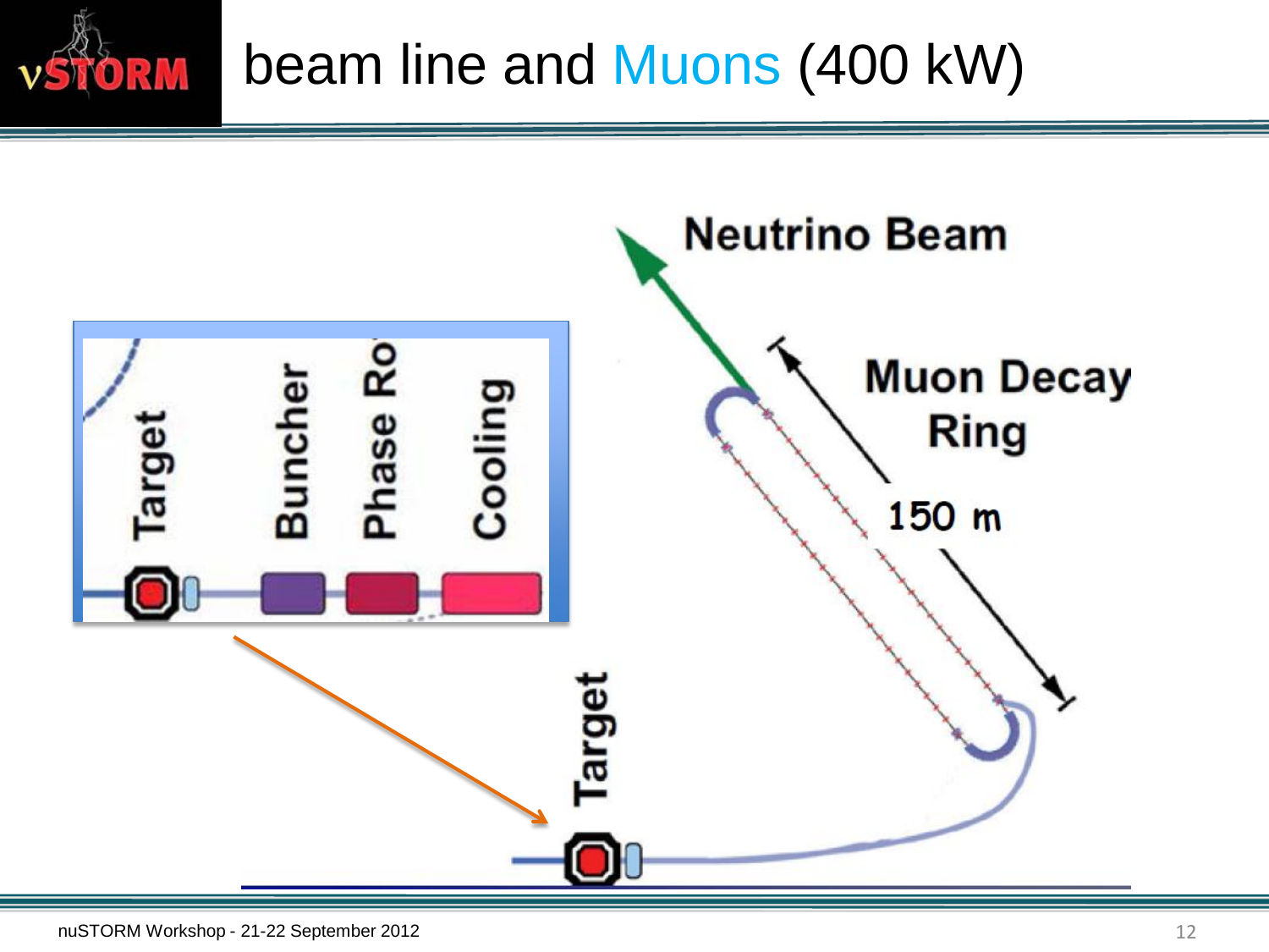# beam line and Muons (400 kW)

Neutrino Beam

Muon Decay Ring

150 m

Target

Buncher

Phase Ro

Cooling

Target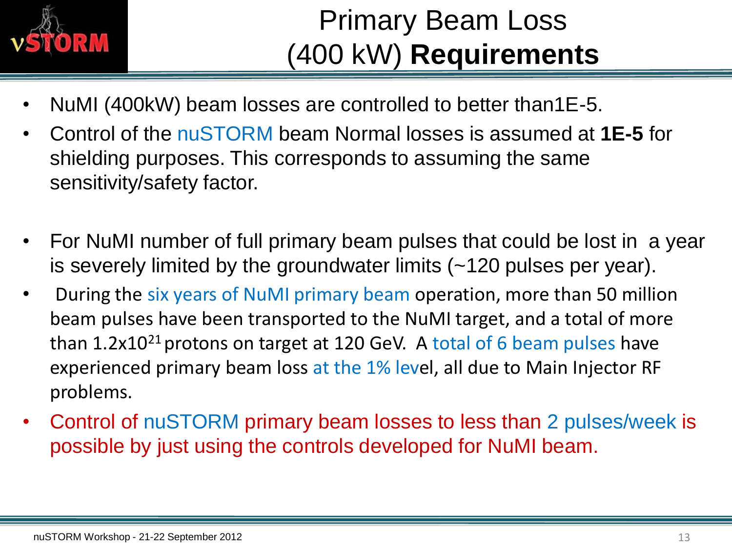# Primary Beam Loss (400 kW) **Requirements**

- NuMI (400kW) beam losses are controlled to better than1E-5.
- Control of the nuSTORM beam Normal losses is assumed at **1E-5** for shielding purposes. This corresponds to assuming the same sensitivity/safety factor.

- For NuMI number of full primary beam pulses that could be lost in a year is severely limited by the groundwater limits (~120 pulses per year).
- During the six years of NuMI primary beam operation, more than 50 million beam pulses have been transported to the NuMI target, and a total of more than $1.2 \times 10^{21}$ protons on target at 120 GeV. A total of 6 beam pulses have experienced primary beam loss at the 1% level, all due to Main Injector RF problems.
- Control of nuSTORM primary beam losses to less than 2 pulses/week is possible by just using the controls developed for NuMI beam.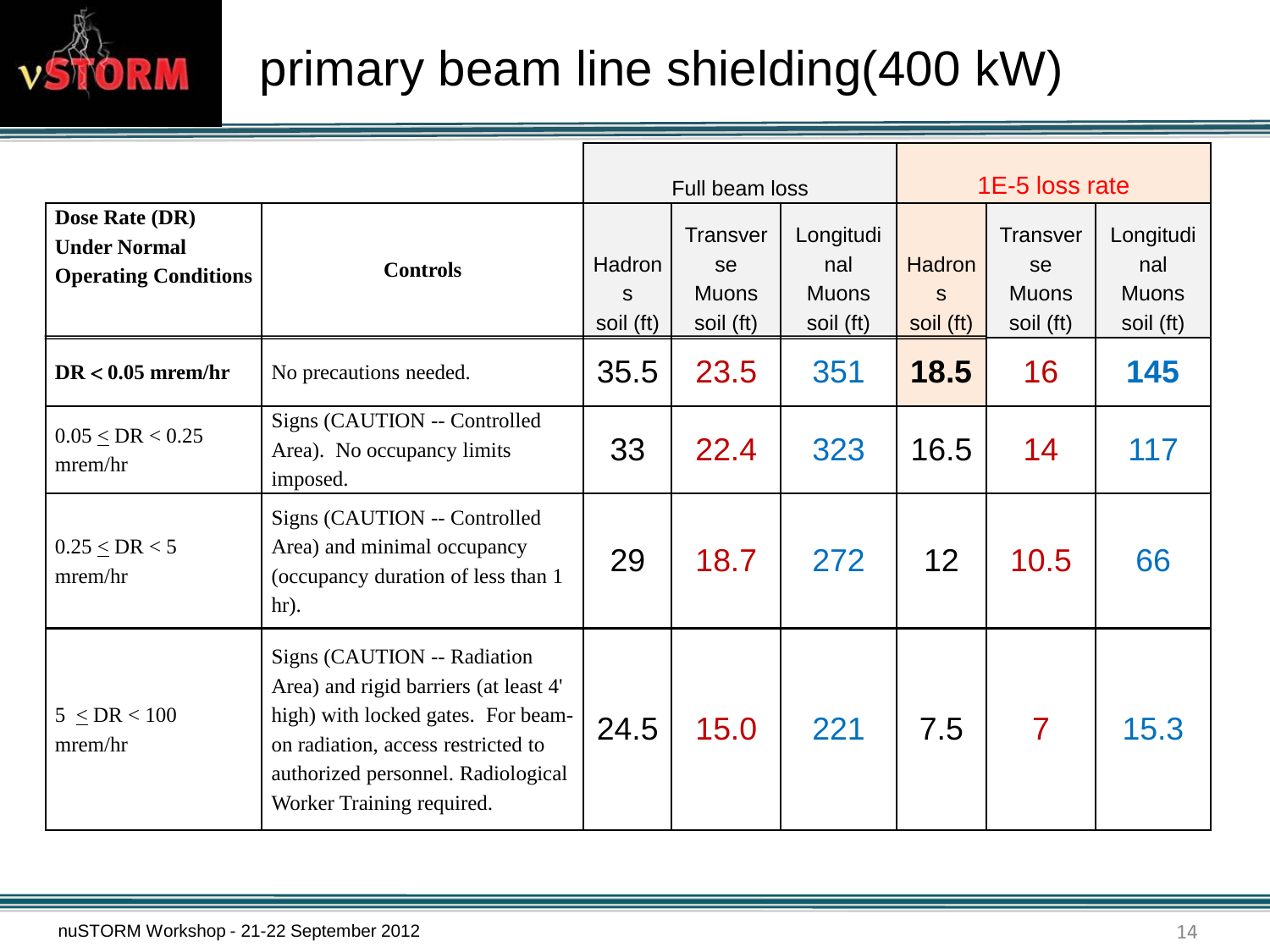# primary beam line shielding(400 kW)

| Dose Rate (DR) Under Normal Operating Conditions | Controls | Full beam loss | | | 1E-5 loss rate | | |
|---|---|---|---|---|---|---|---|
| | | Hadrons soil (ft) | Transverse Muons soil (ft) | Longitudinal Muons soil (ft) | Hadrons soil (ft) | Transverse Muons soil (ft) | Longitudinal Muons soil (ft) |
| **DR < 0.05 mrem/hr** | No precautions needed. | 35.5 | 23.5 | 351 | **18.5** | 16 | **145** |
| 0.05 ≤ DR < 0.25 mrem/hr | Signs (CAUTION -- Controlled Area). No occupancy limits imposed. | 33 | 22.4 | 323 | 16.5 | 14 | 117 |
| 0.25 ≤ DR < 5 mrem/hr | Signs (CAUTION -- Controlled Area) and minimal occupancy (occupancy duration of less than 1 hr). | 29 | 18.7 | 272 | 12 | 10.5 | 66 |
| 5 ≤ DR < 100 mrem/hr | Signs (CAUTION -- Radiation Area) and rigid barriers (at least 4' high) with locked gates. For beam-on radiation, access restricted to authorized personnel. Radiological Worker Training required. | 24.5 | 15.0 | 221 | 7.5 | 7 | 15.3 |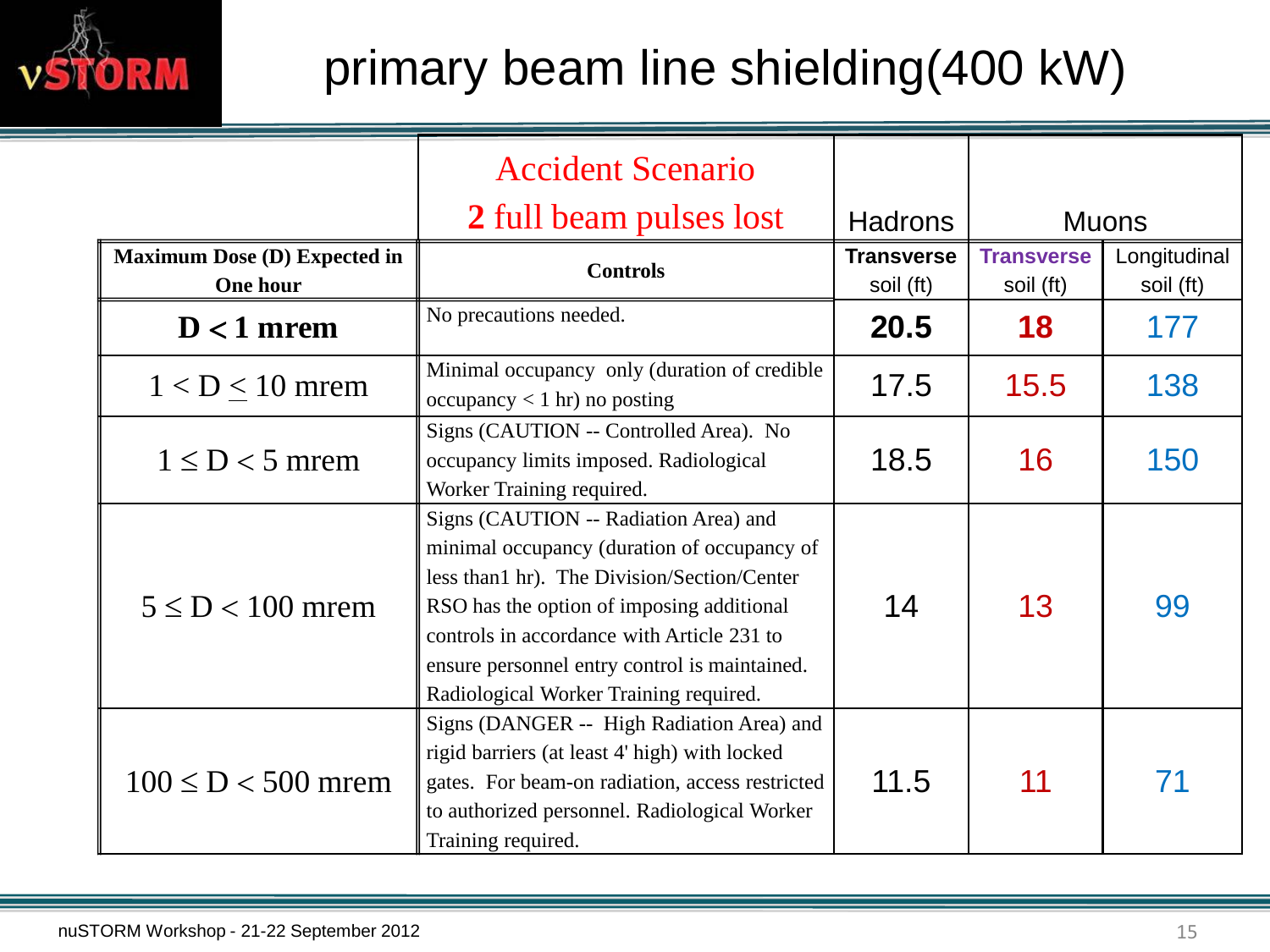# primary beam line shielding(400 kW)

| Maximum Dose (D) Expected in One hour | Accident Scenario **2** full beam pulses lost — Controls | Hadrons — Transverse soil (ft) | Muons — Transverse soil (ft) | Muons — Longitudinal soil (ft) |
|---|---|---|---|---|
| **D < 1 mrem** | No precautions needed. | **20.5** | **18** | 177 |
| $1 < D \leq 10$ mrem | Minimal occupancy only (duration of credible occupancy < 1 hr) no posting | 17.5 | 15.5 | 138 |
| $1 \leq D < 5$ mrem | Signs (CAUTION -- Controlled Area). No occupancy limits imposed. Radiological Worker Training required. | 18.5 | 16 | 150 |
| $5 \leq D < 100$ mrem | Signs (CAUTION -- Radiation Area) and minimal occupancy (duration of occupancy of less than1 hr). The Division/Section/Center RSO has the option of imposing additional controls in accordance with Article 231 to ensure personnel entry control is maintained. Radiological Worker Training required. | 14 | 13 | 99 |
| $100 \leq D < 500$ mrem | Signs (DANGER -- High Radiation Area) and rigid barriers (at least 4' high) with locked gates. For beam-on radiation, access restricted to authorized personnel. Radiological Worker Training required. | 11.5 | 11 | 71 |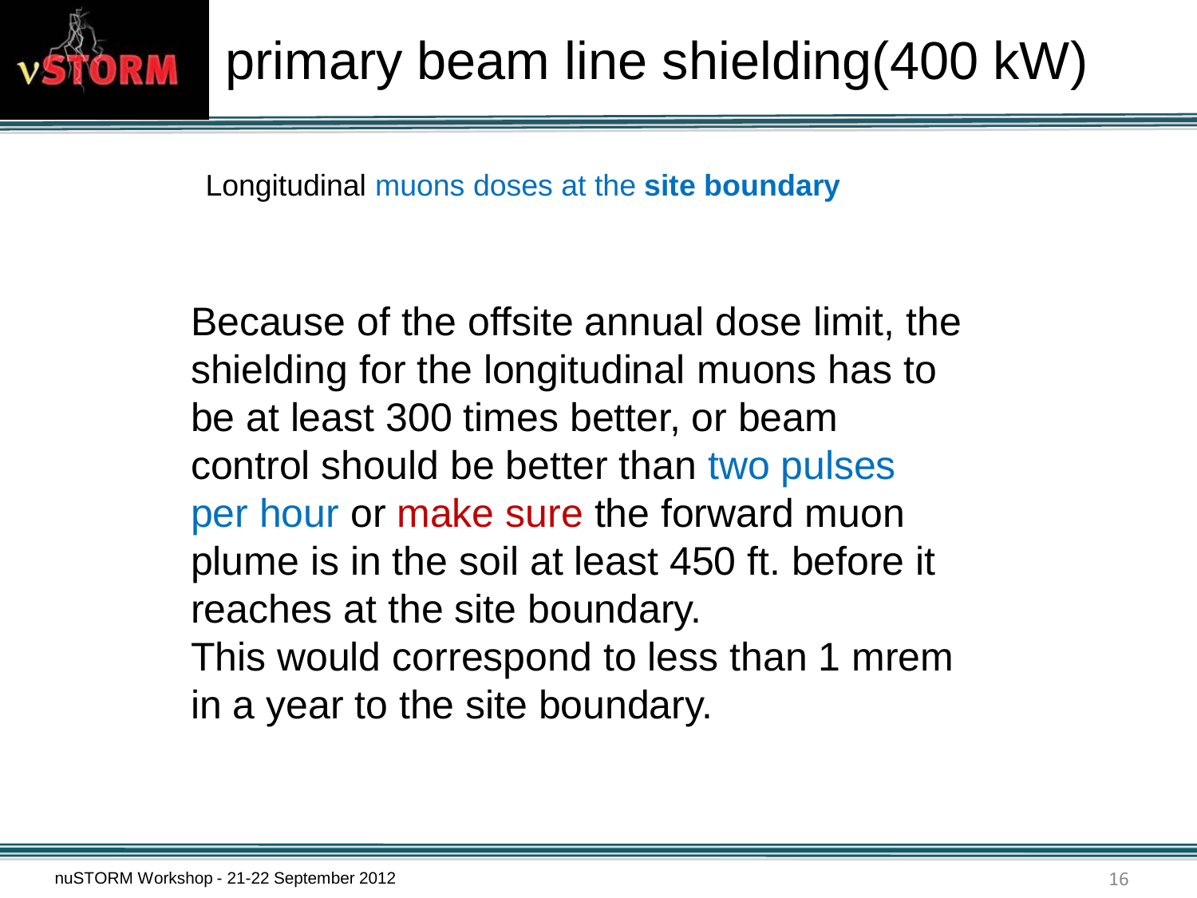# primary beam line shielding(400 kW)

Longitudinal muons doses at the **site boundary**

Because of the offsite annual dose limit, the shielding for the longitudinal muons has to be at least 300 times better, or beam control should be better than two pulses per hour or make sure the forward muon plume is in the soil at least 450 ft. before it reaches at the site boundary.
This would correspond to less than 1 mrem in a year to the site boundary.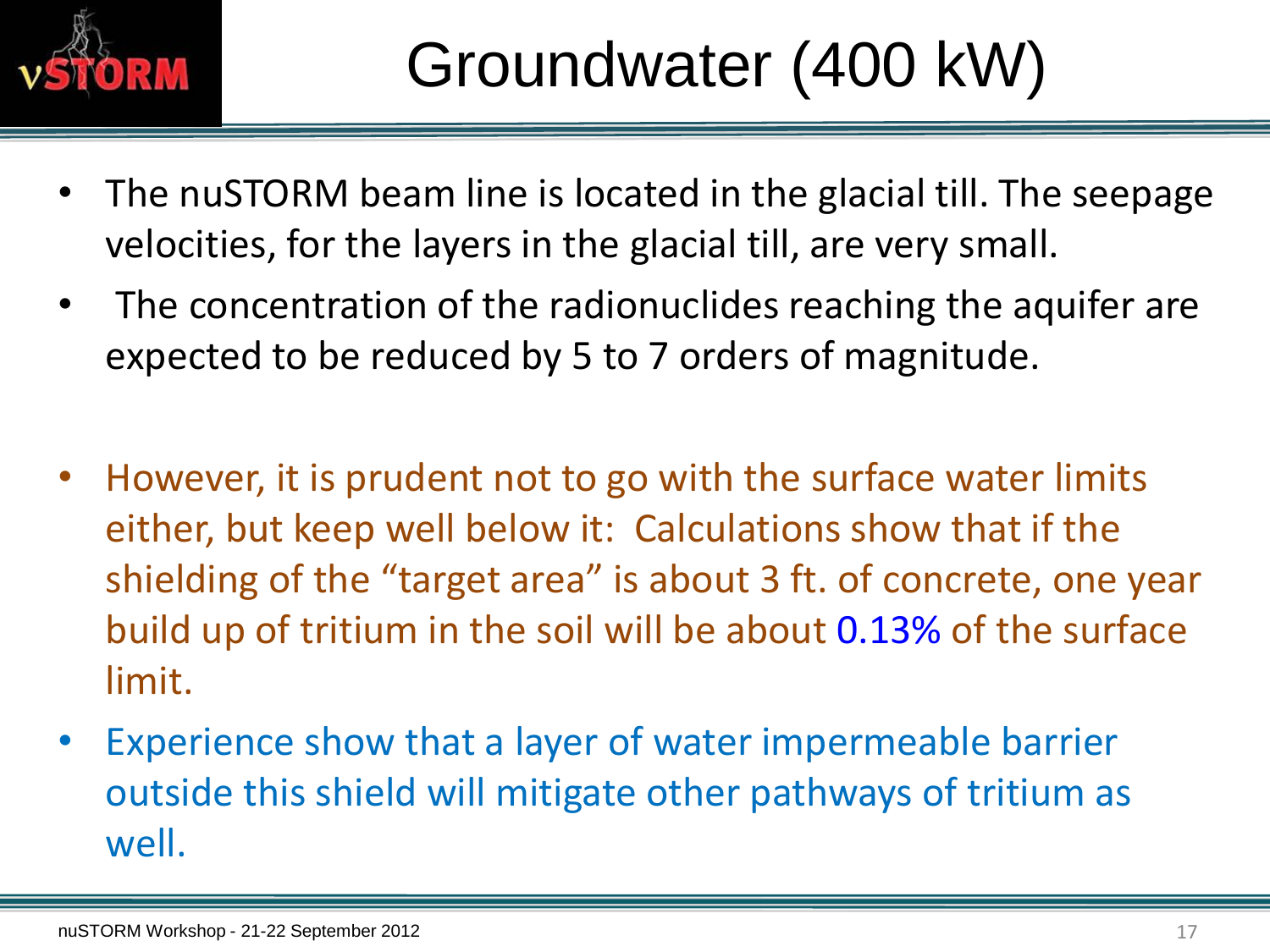# Groundwater (400 kW)

- The nuSTORM beam line is located in the glacial till. The seepage velocities, for the layers in the glacial till, are very small.
- The concentration of the radionuclides reaching the aquifer are expected to be reduced by 5 to 7 orders of magnitude.

- However, it is prudent not to go with the surface water limits either, but keep well below it: Calculations show that if the shielding of the “target area” is about 3 ft. of concrete, one year build up of tritium in the soil will be about 0.13% of the surface limit.
- Experience show that a layer of water impermeable barrier outside this shield will mitigate other pathways of tritium as well.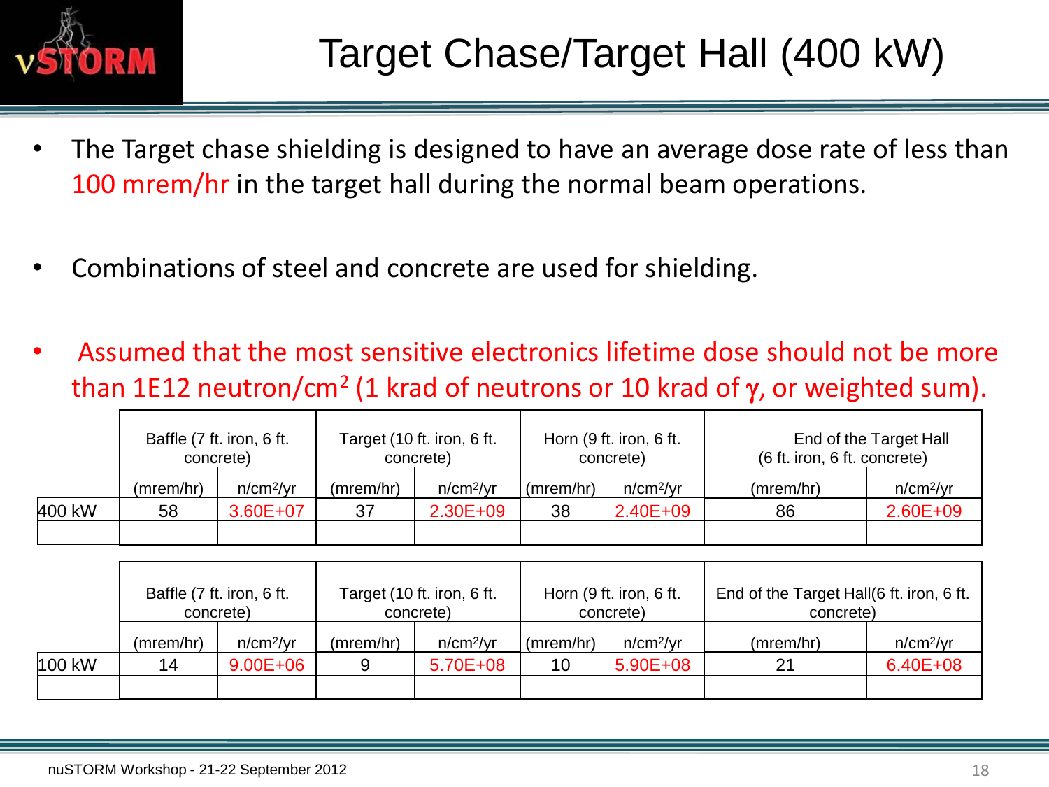# Target Chase/Target Hall (400 kW)

- The Target chase shielding is designed to have an average dose rate of less than 100 mrem/hr in the target hall during the normal beam operations.
- Combinations of steel and concrete are used for shielding.
- Assumed that the most sensitive electronics lifetime dose should not be more than 1E12 neutron/cm$^2$ (1 krad of neutrons or 10 krad of $\gamma$, or weighted sum).

| | Baffle (7 ft. iron, 6 ft. concrete) | | Target (10 ft. iron, 6 ft. concrete) | | Horn (9 ft. iron, 6 ft. concrete) | | End of the Target Hall (6 ft. iron, 6 ft. concrete) | |
|---|---|---|---|---|---|---|---|---|
| | (mrem/hr) | n/cm$^2$/yr | (mrem/hr) | n/cm$^2$/yr | (mrem/hr) | n/cm$^2$/yr | (mrem/hr) | n/cm$^2$/yr |
| 400 kW | 58 | 3.60E+07 | 37 | 2.30E+09 | 38 | 2.40E+09 | 86 | 2.60E+09 |
| | | | | | | | | |

| | Baffle (7 ft. iron, 6 ft. concrete) | | Target (10 ft. iron, 6 ft. concrete) | | Horn (9 ft. iron, 6 ft. concrete) | | End of the Target Hall(6 ft. iron, 6 ft. concrete) | |
|---|---|---|---|---|---|---|---|---|
| | (mrem/hr) | n/cm$^2$/yr | (mrem/hr) | n/cm$^2$/yr | (mrem/hr) | n/cm$^2$/yr | (mrem/hr) | n/cm$^2$/yr |
| 100 kW | 14 | 9.00E+06 | 9 | 5.70E+08 | 10 | 5.90E+08 | 21 | 6.40E+08 |
| | | | | | | | | |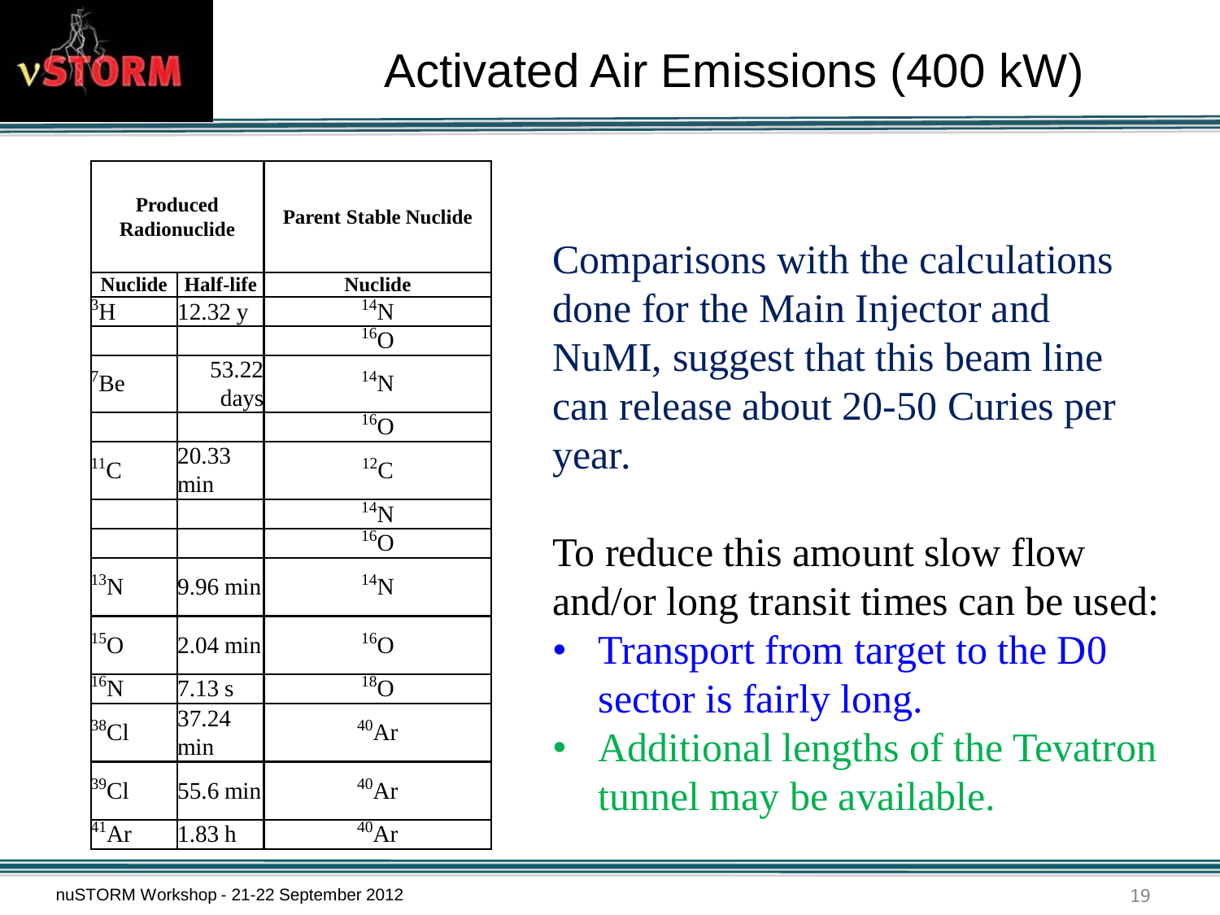# Activated Air Emissions (400 kW)

| Produced Radionuclide | | Parent Stable Nuclide |
|---|---|---|
| Nuclide | Half-life | Nuclide |
| $^{3}H$ | 12.32 y | $^{14}N$ |
| | | $^{16}O$ |
| $^{7}Be$ | 53.22 days | $^{14}N$ |
| | | $^{16}O$ |
| $^{11}C$ | 20.33 min | $^{12}C$ |
| | | $^{14}N$ |
| | | $^{16}O$ |
| $^{13}N$ | 9.96 min | $^{14}N$ |
| $^{15}O$ | 2.04 min | $^{16}O$ |
| $^{16}N$ | 7.13 s | $^{18}O$ |
| $^{38}Cl$ | 37.24 min | $^{40}Ar$ |
| $^{39}Cl$ | 55.6 min | $^{40}Ar$ |
| $^{41}Ar$ | 1.83 h | $^{40}Ar$ |

Comparisons with the calculations done for the Main Injector and NuMI, suggest that this beam line can release about 20-50 Curies per year.

To reduce this amount slow flow and/or long transit times can be used:

- Transport from target to the D0 sector is fairly long.
- Additional lengths of the Tevatron tunnel may be available.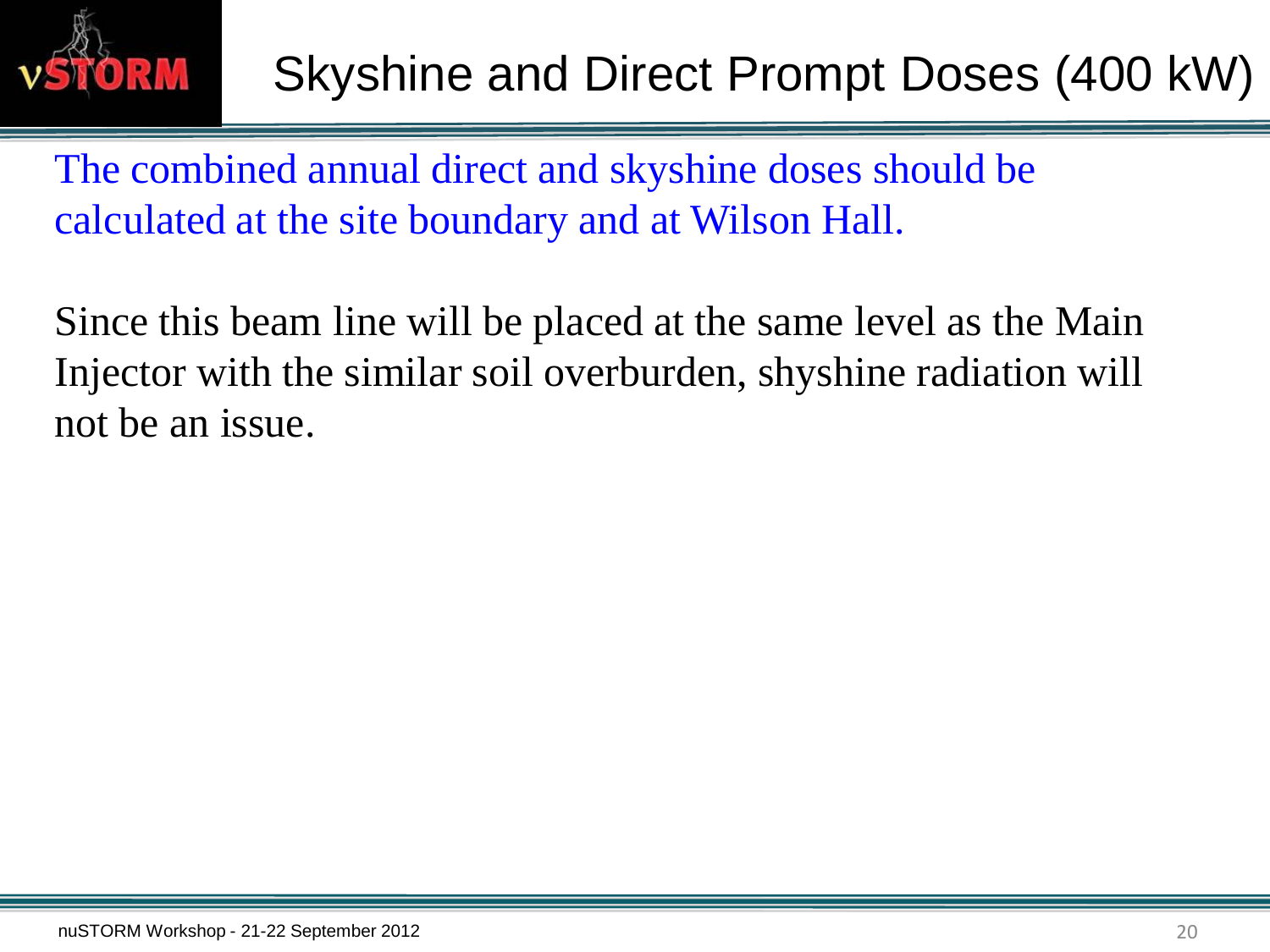# Skyshine and Direct Prompt Doses (400 kW)

The combined annual direct and skyshine doses should be calculated at the site boundary and at Wilson Hall.

Since this beam line will be placed at the same level as the Main Injector with the similar soil overburden, shyshine radiation will not be an issue.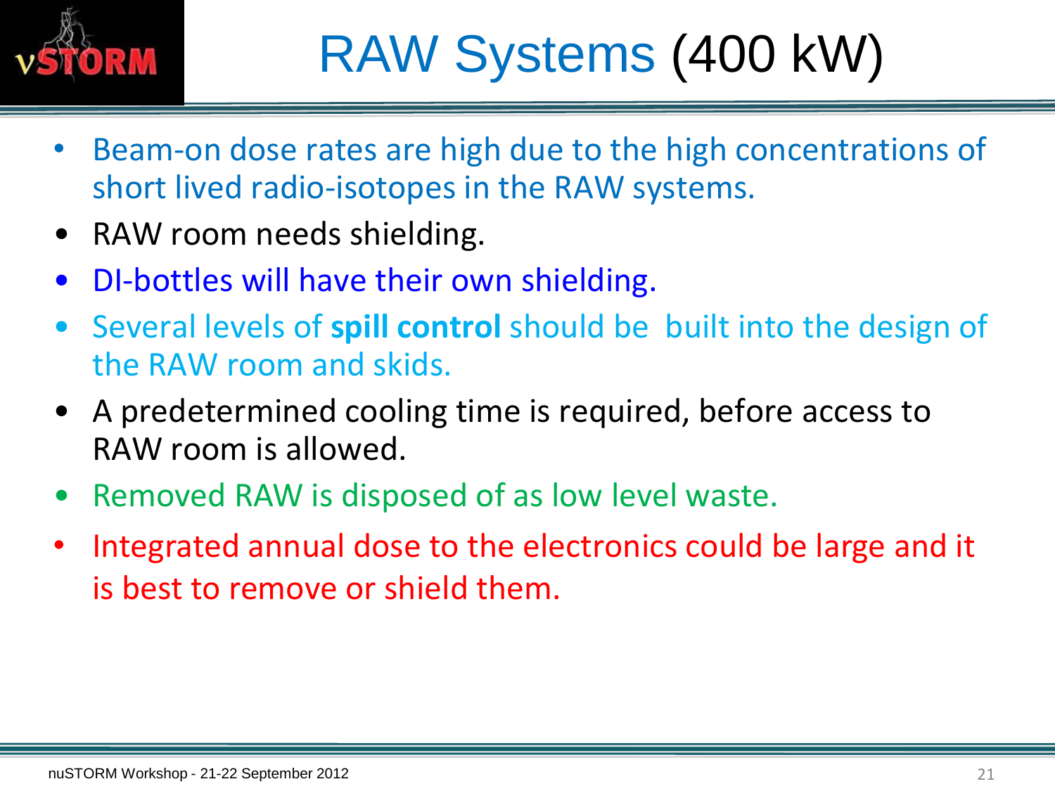# RAW Systems (400 kW)

- Beam-on dose rates are high due to the high concentrations of short lived radio-isotopes in the RAW systems.
- RAW room needs shielding.
- DI-bottles will have their own shielding.
- Several levels of **spill control** should be built into the design of the RAW room and skids.
- A predetermined cooling time is required, before access to RAW room is allowed.
- Removed RAW is disposed of as low level waste.
- Integrated annual dose to the electronics could be large and it is best to remove or shield them.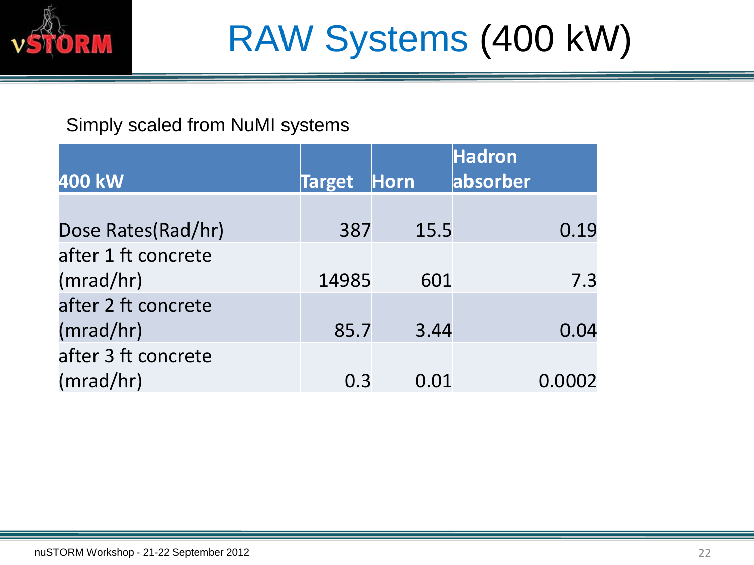# RAW Systems (400 kW)

Simply scaled from NuMI systems

| 400 kW | Target | Horn | Hadron absorber |
|---|---|---|---|
| Dose Rates(Rad/hr) | 387 | 15.5 | 0.19 |
| after 1 ft concrete (mrad/hr) | 14985 | 601 | 7.3 |
| after 2 ft concrete (mrad/hr) | 85.7 | 3.44 | 0.04 |
| after 3 ft concrete (mrad/hr) | 0.3 | 0.01 | 0.0002 |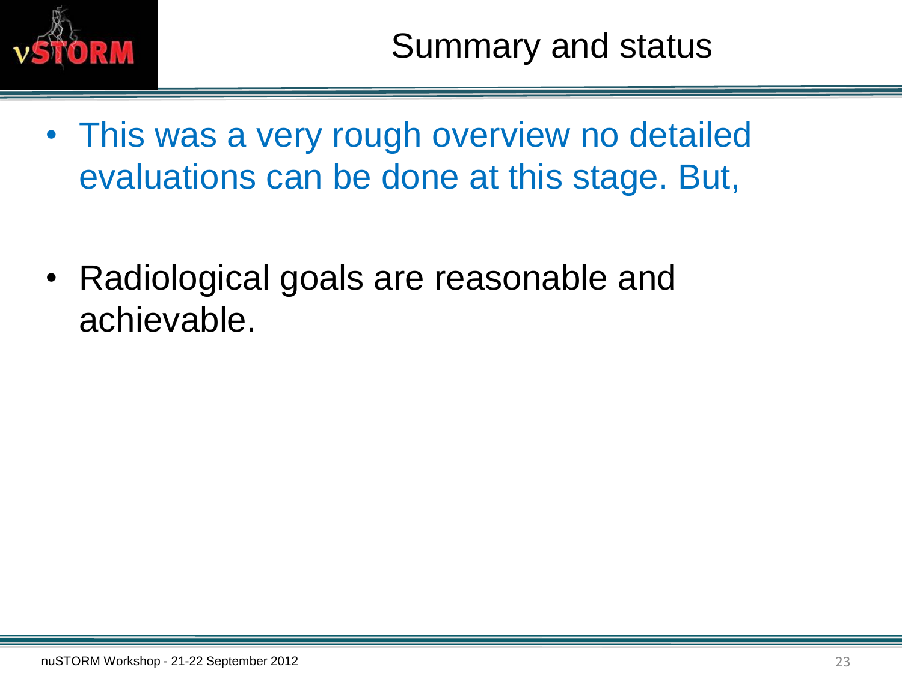# Summary and status

- This was a very rough overview no detailed evaluations can be done at this stage. But,
- Radiological goals are reasonable and achievable.